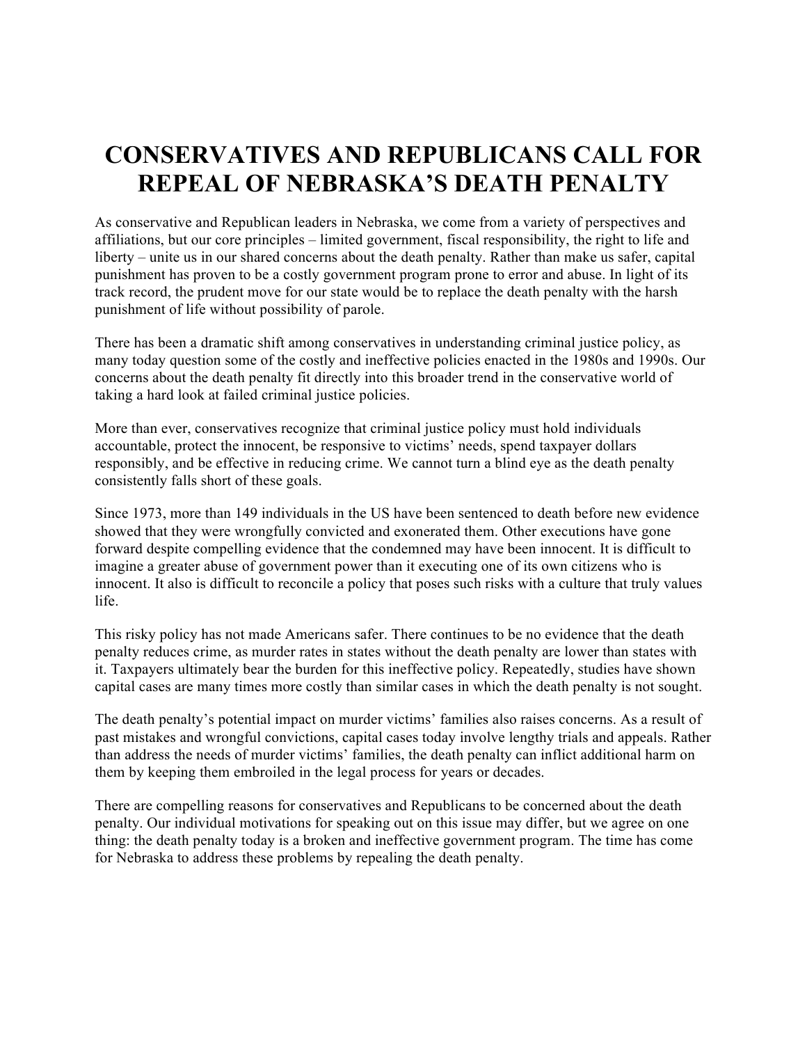# CONSERVATIVES AND REPUBLICANS CALL FOR REPEAL OF NEBRASKA'S DEATH PENALTY

As conservative and Republican leaders in Nebraska, we come from a variety of perspectives and affiliations, but our core principles – limited government, fiscal responsibility, the right to life and liberty – unite us in our shared concerns about the death penalty. Rather than make us safer, capital punishment has proven to be a costly government program prone to error and abuse. In light of its track record, the prudent move for our state would be to replace the death penalty with the harsh punishment of life without possibility of parole.

There has been a dramatic shift among conservatives in understanding criminal justice policy, as many today question some of the costly and ineffective policies enacted in the 1980s and 1990s. Our concerns about the death penalty fit directly into this broader trend in the conservative world of taking a hard look at failed criminal justice policies.

More than ever, conservatives recognize that criminal justice policy must hold individuals accountable, protect the innocent, be responsive to victims' needs, spend taxpayer dollars responsibly, and be effective in reducing crime. We cannot turn a blind eye as the death penalty consistently falls short of these goals.

Since 1973, more than 149 individuals in the US have been sentenced to death before new evidence showed that they were wrongfully convicted and exonerated them. Other executions have gone forward despite compelling evidence that the condemned may have been innocent. It is difficult to imagine a greater abuse of government power than it executing one of its own citizens who is innocent. It also is difficult to reconcile a policy that poses such risks with a culture that truly values life.

This risky policy has not made Americans safer. There continues to be no evidence that the death penalty reduces crime, as murder rates in states without the death penalty are lower than states with it. Taxpayers ultimately bear the burden for this ineffective policy. Repeatedly, studies have shown capital cases are many times more costly than similar cases in which the death penalty is not sought.

The death penalty's potential impact on murder victims' families also raises concerns. As a result of past mistakes and wrongful convictions, capital cases today involve lengthy trials and appeals. Rather than address the needs of murder victims' families, the death penalty can inflict additional harm on them by keeping them embroiled in the legal process for years or decades.

There are compelling reasons for conservatives and Republicans to be concerned about the death penalty. Our individual motivations for speaking out on this issue may differ, but we agree on one thing: the death penalty today is a broken and ineffective government program. The time has come for Nebraska to address these problems by repealing the death penalty.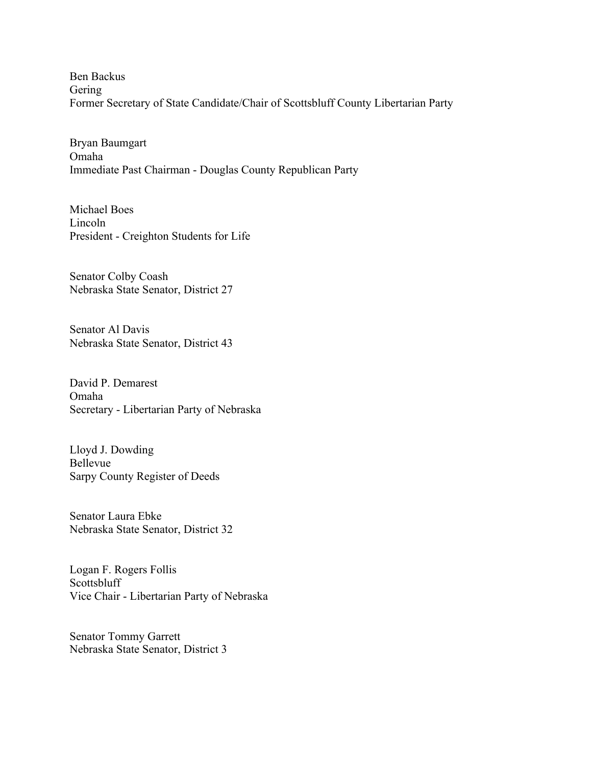Ben Backus
Gering
Former Secretary of State Candidate/Chair of Scottsbluff County Libertarian Party

Bryan Baumgart
Omaha
Immediate Past Chairman - Douglas County Republican Party

Michael Boes
Lincoln
President - Creighton Students for Life

Senator Colby Coash
Nebraska State Senator, District 27

Senator Al Davis
Nebraska State Senator, District 43

David P. Demarest
Omaha
Secretary - Libertarian Party of Nebraska

Lloyd J. Dowding
Bellevue
Sarpy County Register of Deeds

Senator Laura Ebke
Nebraska State Senator, District 32

Logan F. Rogers Follis
Scottsbluff
Vice Chair - Libertarian Party of Nebraska

Senator Tommy Garrett
Nebraska State Senator, District 3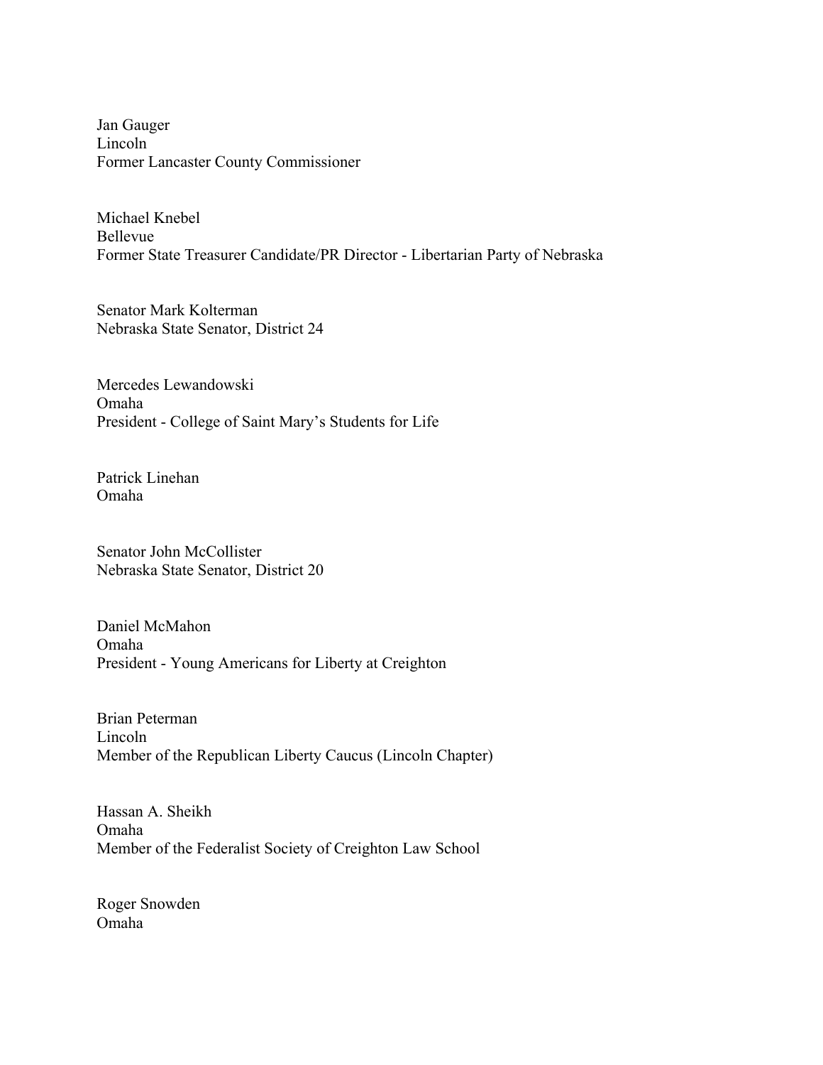Jan Gauger
Lincoln
Former Lancaster County Commissioner

Michael Knebel
Bellevue
Former State Treasurer Candidate/PR Director - Libertarian Party of Nebraska

Senator Mark Kolterman
Nebraska State Senator, District 24

Mercedes Lewandowski
Omaha
President - College of Saint Mary's Students for Life

Patrick Linehan
Omaha

Senator John McCollister
Nebraska State Senator, District 20

Daniel McMahon
Omaha
President - Young Americans for Liberty at Creighton

Brian Peterman
Lincoln
Member of the Republican Liberty Caucus (Lincoln Chapter)

Hassan A. Sheikh
Omaha
Member of the Federalist Society of Creighton Law School

Roger Snowden
Omaha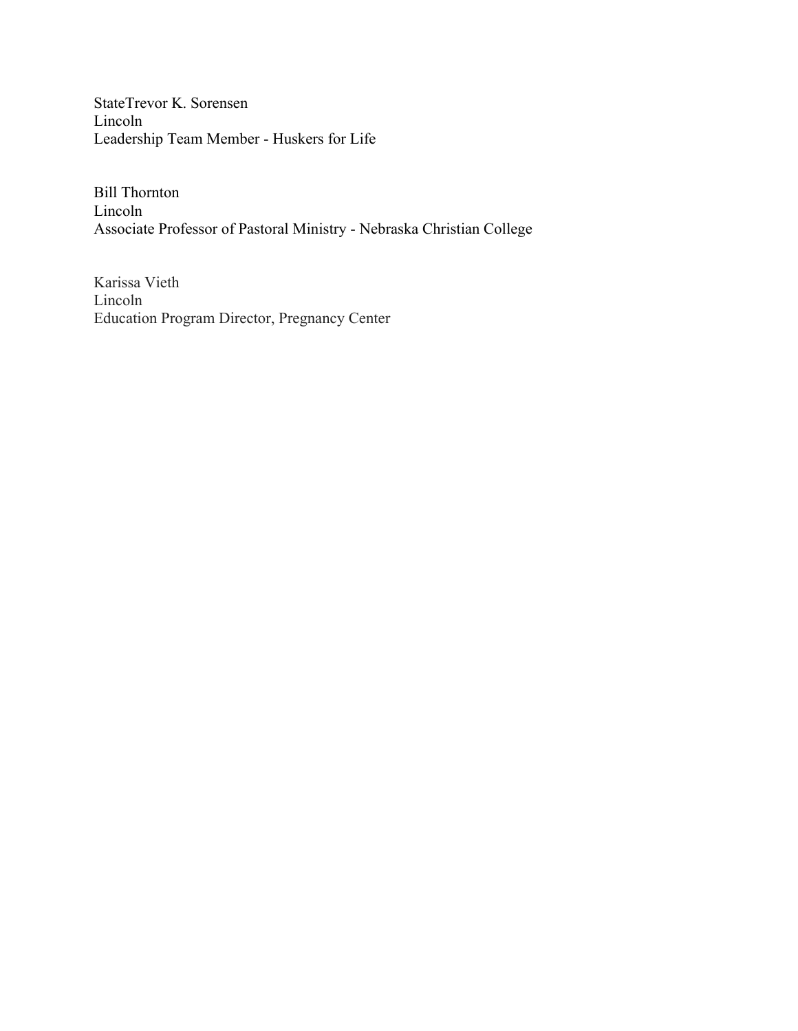StateTrevor K. Sorensen
Lincoln
Leadership Team Member - Huskers for Life

Bill Thornton
Lincoln
Associate Professor of Pastoral Ministry - Nebraska Christian College

Karissa Vieth
Lincoln
Education Program Director, Pregnancy Center